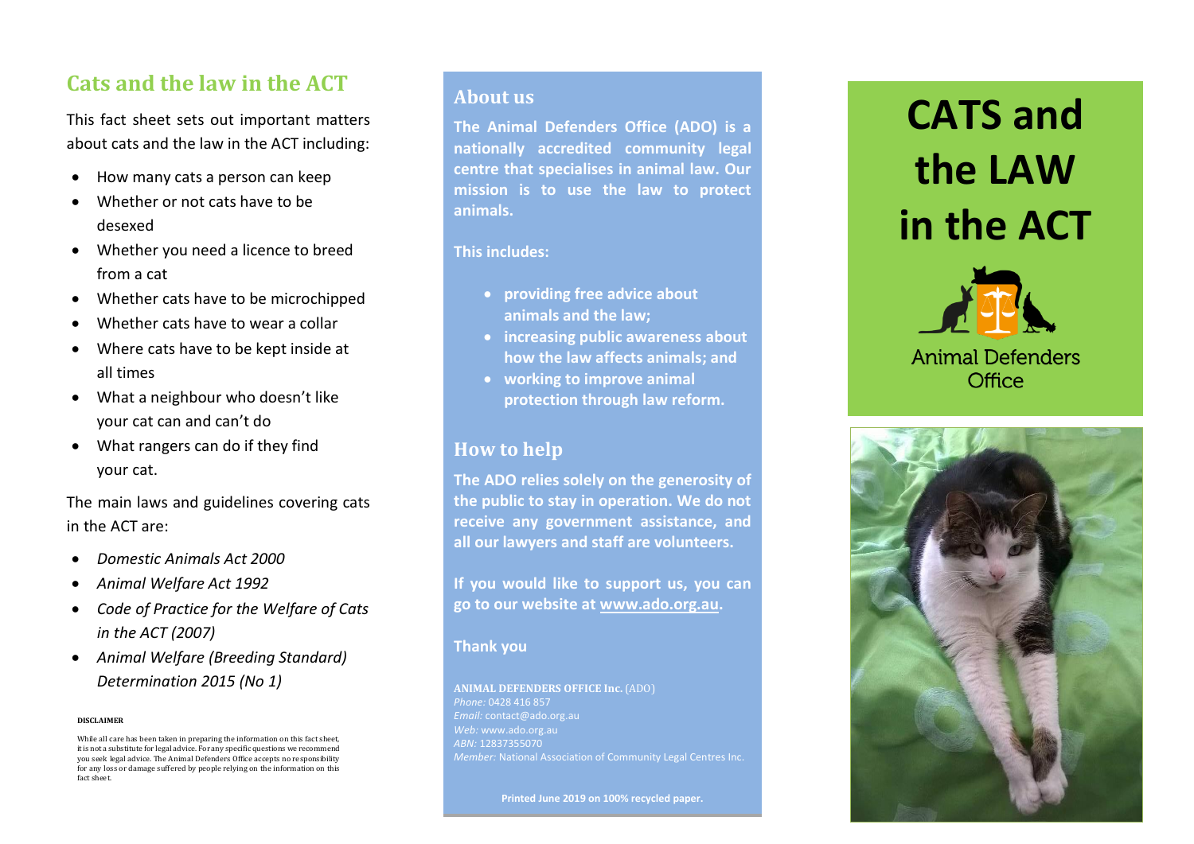## Cats and the law in the ACT

This fact sheet sets out important matters about cats and the law in the ACT including:

- How many cats a person can keep
- Whether or not cats have to be desexed
- Whether you need a licence to breed from a cat
- Whether cats have to be microchipped
- Whether cats have to wear a collar
- Where cats have to be kept inside at all times
- What a neighbour who doesn't like your cat can and can't do
- What rangers can do if they find your cat.

The main laws and guidelines covering cats in the ACT are:

- *Domestic Animals Act 2000*
- *Animal Welfare Act 1992*
- *Code of Practice for the Welfare of Cats in the ACT (2007)*
- *Animal Welfare (Breeding Standard) Determination 2015 (No 1)*

**DISCLAIMER**

While all care has been taken in preparing the information on this fact sheet, it is not a substitute for legal advice. For any specific questions we recommend you seek legal advice. The Animal Defenders Office accepts no responsibility for any loss or damage suffered by people relying on the information on this fact sheet.

## About us

**The Animal Defenders Office (ADO) is a nationally accredited community legal centre that specialises in animal law. Our mission is to use the law to protect animals.**

**This includes:**

- **providing free advice about animals and the law;**
- **increasing public awareness about how the law affects animals; and**
- **working to improve animal protection through law reform.**

## How to help

**The ADO relies solely on the generosity of the public to stay in operation. We do not receive any government assistance, and all our lawyers and staff are volunteers.**

**If you would like to support us, you can go to our website at www.ado.org.au.**

**Thank you**

**ANIMAL DEFENDERS OFFICE Inc.** (ADO)
*Phone:* 0428 416 857
*Email:* contact@ado.org.au
*Web:* www.ado.org.au
*ABN:* 12837355070
*Member:* National Association of Community Legal Centres Inc.

**Printed June 2019 on 100% recycled paper.**

# CATS and the LAW in the ACT

Animal Defenders Office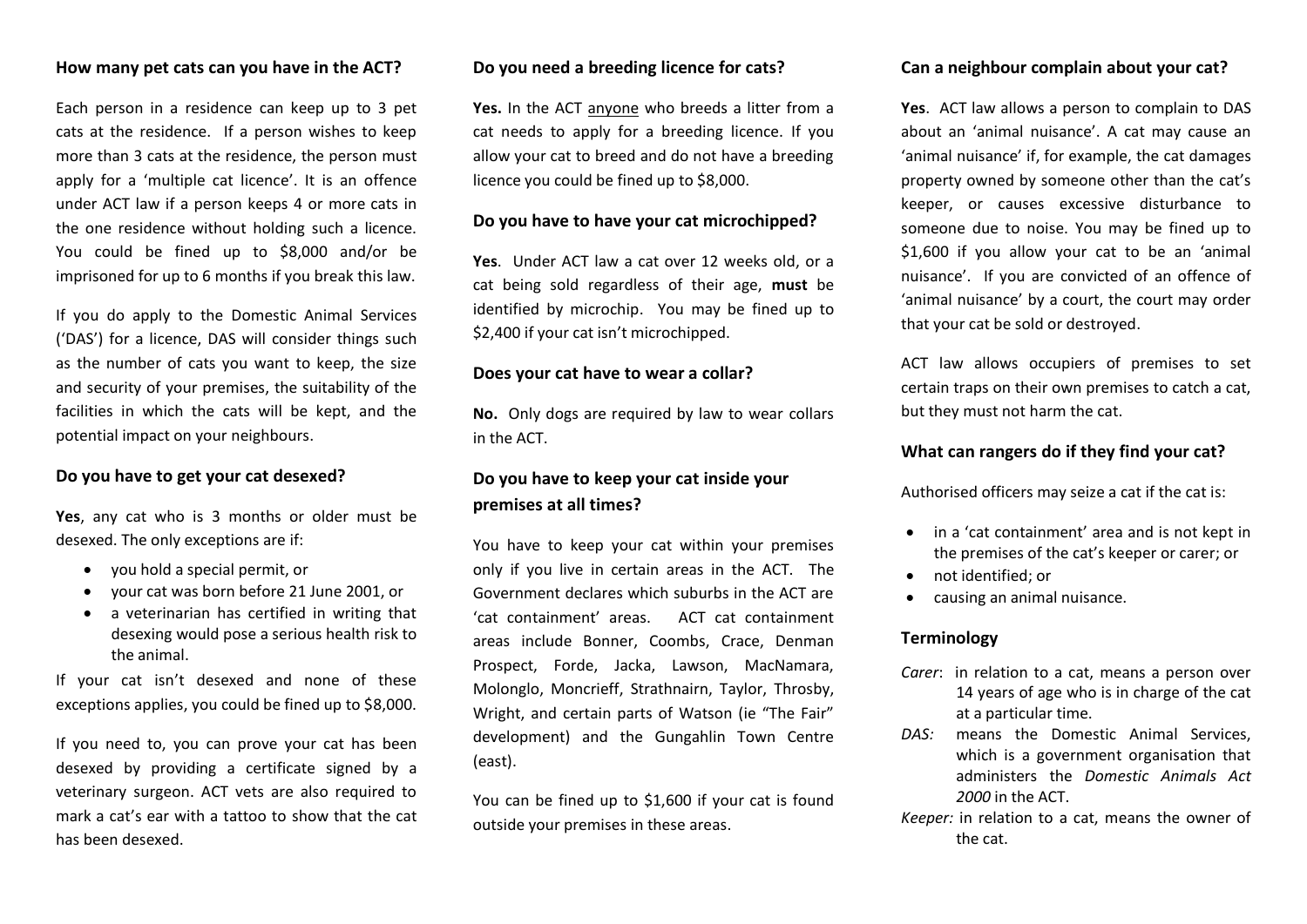### How many pet cats can you have in the ACT?

Each person in a residence can keep up to 3 pet cats at the residence. If a person wishes to keep more than 3 cats at the residence, the person must apply for a 'multiple cat licence'. It is an offence under ACT law if a person keeps 4 or more cats in the one residence without holding such a licence. You could be fined up to $8,000 and/or be imprisoned for up to 6 months if you break this law.

If you do apply to the Domestic Animal Services ('DAS') for a licence, DAS will consider things such as the number of cats you want to keep, the size and security of your premises, the suitability of the facilities in which the cats will be kept, and the potential impact on your neighbours.

### Do you have to get your cat desexed?

**Yes**, any cat who is 3 months or older must be desexed. The only exceptions are if:

- you hold a special permit, or
- your cat was born before 21 June 2001, or
- a veterinarian has certified in writing that desexing would pose a serious health risk to the animal.

If your cat isn't desexed and none of these exceptions applies, you could be fined up to $8,000.

If you need to, you can prove your cat has been desexed by providing a certificate signed by a veterinary surgeon. ACT vets are also required to mark a cat's ear with a tattoo to show that the cat has been desexed.

### Do you need a breeding licence for cats?

**Yes.** In the ACT anyone who breeds a litter from a cat needs to apply for a breeding licence. If you allow your cat to breed and do not have a breeding licence you could be fined up to $8,000.

### Do you have to have your cat microchipped?

**Yes**. Under ACT law a cat over 12 weeks old, or a cat being sold regardless of their age, **must** be identified by microchip. You may be fined up to $2,400 if your cat isn't microchipped.

### Does your cat have to wear a collar?

**No.** Only dogs are required by law to wear collars in the ACT.

### Do you have to keep your cat inside your premises at all times?

You have to keep your cat within your premises only if you live in certain areas in the ACT. The Government declares which suburbs in the ACT are 'cat containment' areas. ACT cat containment areas include Bonner, Coombs, Crace, Denman Prospect, Forde, Jacka, Lawson, MacNamara, Molonglo, Moncrieff, Strathnairn, Taylor, Throsby, Wright, and certain parts of Watson (ie "The Fair" development) and the Gungahlin Town Centre (east).

You can be fined up to $1,600 if your cat is found outside your premises in these areas.

### Can a neighbour complain about your cat?

**Yes**. ACT law allows a person to complain to DAS about an 'animal nuisance'. A cat may cause an 'animal nuisance' if, for example, the cat damages property owned by someone other than the cat's keeper, or causes excessive disturbance to someone due to noise. You may be fined up to $1,600 if you allow your cat to be an 'animal nuisance'. If you are convicted of an offence of 'animal nuisance' by a court, the court may order that your cat be sold or destroyed.

ACT law allows occupiers of premises to set certain traps on their own premises to catch a cat, but they must not harm the cat.

### What can rangers do if they find your cat?

Authorised officers may seize a cat if the cat is:

- in a 'cat containment' area and is not kept in the premises of the cat's keeper or carer; or
- not identified; or
- causing an animal nuisance.

### Terminology

*Carer*: in relation to a cat, means a person over 14 years of age who is in charge of the cat at a particular time.

*DAS:* means the Domestic Animal Services, which is a government organisation that administers the *Domestic Animals Act 2000* in the ACT.

*Keeper:* in relation to a cat, means the owner of the cat.